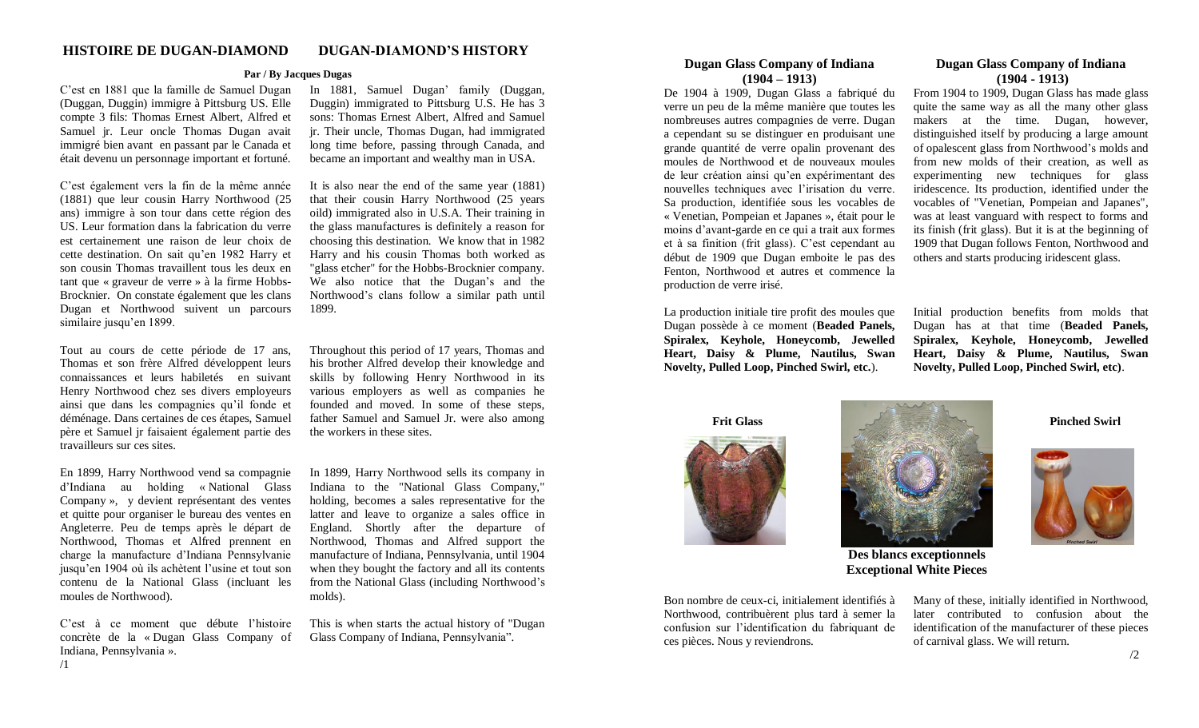## HISTOIRE DE DUGAN-DIAMOND

**Par / By Jacques Dugas**

C'est en 1881 que la famille de Samuel Dugan (Duggan, Duggin) immigre à Pittsburg US. Elle compte 3 fils: Thomas Ernest Albert, Alfred et Samuel jr. Leur oncle Thomas Dugan avait immigré bien avant en passant par le Canada et était devenu un personnage important et fortuné.

C'est également vers la fin de la même année (1881) que leur cousin Harry Northwood (25 ans) immigre à son tour dans cette région des US. Leur formation dans la fabrication du verre est certainement une raison de leur choix de cette destination. On sait qu'en 1982 Harry et son cousin Thomas travaillent tous les deux en tant que « graveur de verre » à la firme Hobbs-Brocknier. On constate également que les clans Dugan et Northwood suivent un parcours similaire jusqu'en 1899.

Tout au cours de cette période de 17 ans, Thomas et son frère Alfred développent leurs connaissances et leurs habiletés en suivant Henry Northwood chez ses divers employeurs ainsi que dans les compagnies qu'il fonde et déménage. Dans certaines de ces étapes, Samuel père et Samuel jr faisaient également partie des travailleurs sur ces sites.

En 1899, Harry Northwood vend sa compagnie d'Indiana au holding « National Glass Company », y devient représentant des ventes et quitte pour organiser le bureau des ventes en Angleterre. Peu de temps après le départ de Northwood, Thomas et Alfred prennent en charge la manufacture d'Indiana Pennsylvanie jusqu'en 1904 où ils achètent l'usine et tout son contenu de la National Glass (incluant les moules de Northwood).

C'est à ce moment que débute l'histoire concrète de la « Dugan Glass Company of Indiana, Pennsylvania ».

## DUGAN-DIAMOND'S HISTORY

In 1881, Samuel Dugan' family (Duggan, Duggin) immigrated to Pittsburg U.S. He has 3 sons: Thomas Ernest Albert, Alfred and Samuel jr. Their uncle, Thomas Dugan, had immigrated long time before, passing through Canada, and became an important and wealthy man in USA.

It is also near the end of the same year (1881) that their cousin Harry Northwood (25 years oild) immigrated also in U.S.A. Their training in the glass manufactures is definitely a reason for choosing this destination. We know that in 1982 Harry and his cousin Thomas both worked as "glass etcher" for the Hobbs-Brocknier company. We also notice that the Dugan's and the Northwood's clans follow a similar path until 1899.

Throughout this period of 17 years, Thomas and his brother Alfred develop their knowledge and skills by following Henry Northwood in its various employers as well as companies he founded and moved. In some of these steps, father Samuel and Samuel Jr. were also among the workers in these sites.

In 1899, Harry Northwood sells its company in Indiana to the "National Glass Company," holding, becomes a sales representative for the latter and leave to organize a sales office in England. Shortly after the departure of Northwood, Thomas and Alfred support the manufacture of Indiana, Pennsylvania, until 1904 when they bought the factory and all its contents from the National Glass (including Northwood's molds).

This is when starts the actual history of "Dugan Glass Company of Indiana, Pennsylvania".

### Dugan Glass Company of Indiana (1904 – 1913)

De 1904 à 1909, Dugan Glass a fabriqué du verre un peu de la même manière que toutes les nombreuses autres compagnies de verre. Dugan a cependant su se distinguer en produisant une grande quantité de verre opalin provenant des moules de Northwood et de nouveaux moules de leur création ainsi qu'en expérimentant des nouvelles techniques avec l'irisation du verre. Sa production, identifiée sous les vocables de « Venetian, Pompeian et Japanes », était pour le moins d'avant-garde en ce qui a trait aux formes et à sa finition (frit glass). C'est cependant au début de 1909 que Dugan emboite le pas des Fenton, Northwood et autres et commence la production de verre irisé.

La production initiale tire profit des moules que Dugan possède à ce moment (**Beaded Panels, Spiralex, Keyhole, Honeycomb, Jewelled Heart, Daisy & Plume, Nautilus, Swan Novelty, Pulled Loop, Pinched Swirl, etc.**).

### Dugan Glass Company of Indiana (1904 - 1913)

From 1904 to 1909, Dugan Glass has made glass quite the same way as all the many other glass makers at the time. Dugan, however, distinguished itself by producing a large amount of opalescent glass from Northwood's molds and from new molds of their creation, as well as experimenting new techniques for glass iridescence. Its production, identified under the vocables of "Venetian, Pompeian and Japanes", was at least vanguard with respect to forms and its finish (frit glass). But it is at the beginning of 1909 that Dugan follows Fenton, Northwood and others and starts producing iridescent glass.

Initial production benefits from molds that Dugan has at that time (**Beaded Panels, Spiralex, Keyhole, Honeycomb, Jewelled Heart, Daisy & Plume, Nautilus, Swan Novelty, Pulled Loop, Pinched Swirl, etc**).

**Frit Glass**

**Des blancs exceptionnels**
**Exceptional White Pieces**

**Pinched Swirl**

Bon nombre de ceux-ci, initialement identifiés à Northwood, contribuèrent plus tard à semer la confusion sur l'identification du fabriquant de ces pièces. Nous y reviendrons.

Many of these, initially identified in Northwood, later contributed to confusion about the identification of the manufacturer of these pieces of carnival glass. We will return.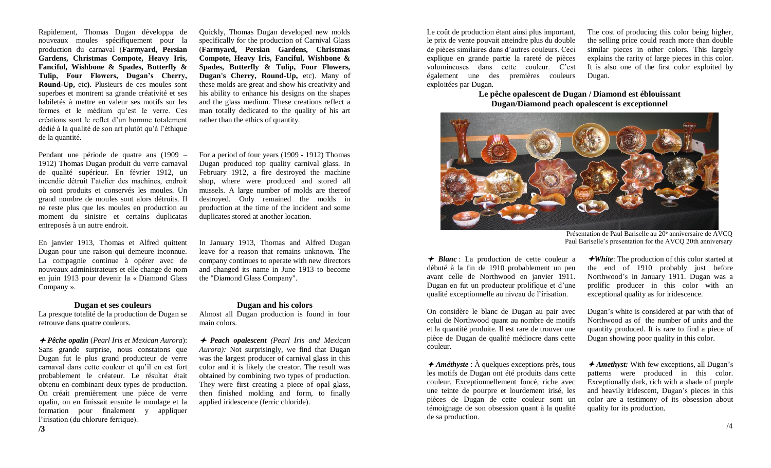Rapidement, Thomas Dugan développa de nouveaux moules spécifiquement pour la production du carnaval (**Farmyard, Persian Gardens, Christmas Compote, Heavy Iris, Fanciful, Wishbone & Spades, Butterfly & Tulip, Four Flowers, Dugan's Cherry, Round-Up,** etc**)**. Plusieurs de ces moules sont superbes et montrent sa grande créativité et ses habiletés à mettre en valeur ses motifs sur les formes et le médium qu'est le verre. Ces créations sont le reflet d'un homme totalement dédié à la qualité de son art plutôt qu'à l'éthique de la quantité.

Quickly, Thomas Dugan developed new molds specifically for the production of Carnival Glass (**Farmyard, Persian Gardens, Christmas Compote, Heavy Iris, Fanciful, Wishbone & Spades, Butterfly & Tulip, Four Flowers, Dugan's Cherry, Round-Up,** etc). Many of these molds are great and show his creativity and his ability to enhance his designs on the shapes and the glass medium. These creations reflect a man totally dedicated to the quality of his art rather than the ethics of quantity.

Pendant une période de quatre ans (1909 – 1912) Thomas Dugan produit du verre carnaval de qualité supérieur. En février 1912, un incendie détruit l'atelier des machines, endroit où sont produits et conservés les moules. Un grand nombre de moules sont alors détruits. Il ne reste plus que les moules en production au moment du sinistre et certains duplicatas entreposés à un autre endroit.

For a period of four years (1909 - 1912) Thomas Dugan produced top quality carnival glass. In February 1912, a fire destroyed the machine shop, where were produced and stored all mussels. A large number of molds are thereof destroyed. Only remained the molds in production at the time of the incident and some duplicates stored at another location.

En janvier 1913, Thomas et Alfred quittent Dugan pour une raison qui demeure inconnue. La compagnie continue à opérer avec de nouveaux administrateurs et elle change de nom en juin 1913 pour devenir la « Diamond Glass Company ».

In January 1913, Thomas and Alfred Dugan leave for a reason that remains unknown. The company continues to operate with new directors and changed its name in June 1913 to become the "Diamond Glass Company".

### Dugan et ses couleurs

La presque totalité de la production de Dugan se retrouve dans quatre couleurs.

### Dugan and his colors

Almost all Dugan production is found in four main colors.

✦ ***Pêche opalin*** (*Pearl Iris et Mexican Aurora*): Sans grande surprise, nous constatons que Dugan fut le plus grand producteur de verre carnaval dans cette couleur et qu'il en est fort probablement le créateur. Le résultat était obtenu en combinant deux types de production. On créait premièrement une pièce de verre opalin, on en finissait ensuite le moulage et la formation pour finalement y appliquer l'irisation (du chlorure ferrique).

✦ ***Peach opalescent*** *(Pearl Iris and Mexican Aurora):* Not surprisingly, we find that Dugan was the largest producer of carnival glass in this color and it is likely the creator. The result was obtained by combining two types of production. They were first creating a piece of opal glass, then finished molding and form, to finally applied iridescence (ferric chloride).

Le coût de production étant ainsi plus important, le prix de vente pouvait atteindre plus du double de pièces similaires dans d'autres couleurs. Ceci explique en grande partie la rareté de pièces volumineuses dans cette couleur. C'est également une des premières couleurs exploitées par Dugan.

The cost of producing this color being higher, the selling price could reach more than double similar pieces in other colors. This largely explains the rarity of large pieces in this color. It is also one of the first color exploited by Dugan.

**Le pêche opalescent de Dugan / Diamond est éblouissant**
**Dugan/Diamond peach opalescent is exceptionnel**

Présentation de Paul Bariselle au 20e anniversaire de AVCQ
Paul Bariselle's presentation for the AVCQ 20th anniversary

✦ ***Blanc*** : La production de cette couleur a débuté à la fin de 1910 probablement un peu avant celle de Northwood en janvier 1911. Dugan en fut un producteur prolifique et d'une qualité exceptionnelle au niveau de l'irisation.

✦***White***: The production of this color started at the end of 1910 probably just before Northwood's in January 1911. Dugan was a prolific producer in this color with an exceptional quality as for iridescence.

On considère le blanc de Dugan au pair avec celui de Northwood quant au nombre de motifs et la quantité produite. Il est rare de trouver une pièce de Dugan de qualité médiocre dans cette couleur.

Dugan's white is considered at par with that of Northwood as of the number of units and the quantity produced. It is rare to find a piece of Dugan showing poor quality in this color.

✦ ***Améthyste*** : À quelques exceptions près, tous les motifs de Dugan ont été produits dans cette couleur. Exceptionnellement foncé, riche avec une teinte de pourpre et lourdement irisé, les pièces de Dugan de cette couleur sont un témoignage de son obsession quant à la qualité de sa production.

✦ ***Amethyst:*** With few exceptions, all Dugan's patterns were produced in this color. Exceptionally dark, rich with a shade of purple and heavily iridescent, Dugan's pieces in this color are a testimony of its obsession about quality for its production.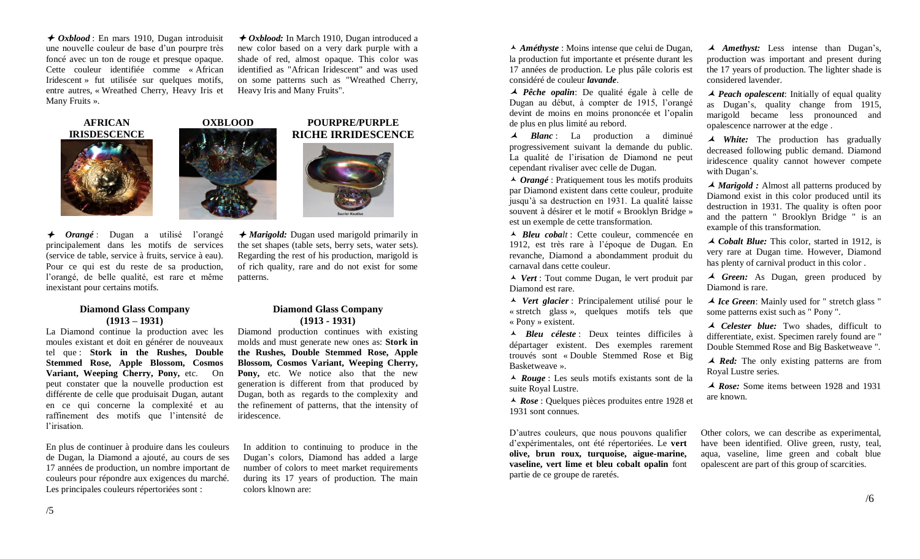✈ ***Oxblood*** : En mars 1910, Dugan introduisit une nouvelle couleur de base d'un pourpre très foncé avec un ton de rouge et presque opaque. Cette couleur identifiée comme « African Iridescent » fut utilisée sur quelques motifs, entre autres, « Wreathed Cherry, Heavy Iris et Many Fruits ».

✈ ***Oxblood:*** In March 1910, Dugan introduced a new color based on a very dark purple with a shade of red, almost opaque. This color was identified as "African Iridescent" and was used on some patterns such as "Wreathed Cherry, Heavy Iris and Many Fruits".

**AFRICAN IRISDESCENCE**

**OXBLOOD**

**POURPRE/PURPLE RICHE IRRIDESCENCE**

Sucrier Nautilus

✈ ***Orangé*** : Dugan a utilisé l'orangé principalement dans les motifs de services (service de table, service à fruits, service à eau). Pour ce qui est du reste de sa production, l'orangé, de belle qualité, est rare et même inexistant pour certains motifs.

✈ ***Marigold:*** Dugan used marigold primarily in the set shapes (table sets, berry sets, water sets). Regarding the rest of his production, marigold is of rich quality, rare and do not exist for some patterns.

### Diamond Glass Company (1913 – 1931)

La Diamond continue la production avec les moules existant et doit en générer de nouveaux tel que : **Stork in the Rushes, Double Stemmed Rose, Apple Blossom, Cosmos Variant, Weeping Cherry, Pony,** etc. On peut constater que la nouvelle production est différente de celle que produisait Dugan, autant en ce qui concerne la complexité et au raffinement des motifs que l'intensité de l'irisation.

En plus de continuer à produire dans les couleurs de Dugan, la Diamond a ajouté, au cours de ses 17 années de production, un nombre important de couleurs pour répondre aux exigences du marché. Les principales couleurs répertoriées sont :

### Diamond Glass Company (1913 - 1931)

Diamond production continues with existing molds and must generate new ones as: **Stork in the Rushes, Double Stemmed Rose, Apple Blossom, Cosmos Variant, Weeping Cherry, Pony,** etc. We notice also that the new generation is different from that produced by Dugan, both as regards to the complexity and the refinement of patterns, that the intensity of iridescence.

In addition to continuing to produce in the Dugan's colors, Diamond has added a large number of colors to meet market requirements during its 17 years of production. The main colors klnown are:

- ***Améthyste*** : Moins intense que celui de Dugan, la production fut importante et présente durant les 17 années de production. Le plus pâle coloris est considéré de couleur ***lavande***.
- ***Pêche opalin***: De qualité égale à celle de Dugan au début, à compter de 1915, l'orangé devint de moins en moins prononcée et l'opalin de plus en plus limité au rebord.
- ***Blanc*** : La production a diminué progressivement suivant la demande du public. La qualité de l'irisation de Diamond ne peut cependant rivaliser avec celle de Dugan.
- ***Orangé*** : Pratiquement tous les motifs produits par Diamond existent dans cette couleur, produite jusqu'à sa destruction en 1931. La qualité laisse souvent à désirer et le motif « Brooklyn Bridge » est un exemple de cette transformation.
- ***Bleu cobalt*** : Cette couleur, commencée en 1912, est très rare à l'époque de Dugan. En revanche, Diamond a abondamment produit du carnaval dans cette couleur.
- ***Vert*** : Tout comme Dugan, le vert produit par Diamond est rare.
- ***Vert glacier*** : Principalement utilisé pour le « stretch glass », quelques motifs tels que « Pony » existent.
- ***Bleu céleste*** : Deux teintes difficiles à départager existent. Des exemples rarement trouvés sont « Double Stemmed Rose et Big Basketweave ».
- ***Rouge*** : Les seuls motifs existants sont de la suite Royal Lustre.
- ***Rose*** : Quelques pièces produites entre 1928 et 1931 sont connues.

D'autres couleurs, que nous pouvons qualifier d'expérimentales, ont été répertoriées. Le **vert olive, brun roux, turquoise, aigue-marine, vaseline, vert lime et bleu cobalt opalin** font partie de ce groupe de raretés.

- ***Amethyst:*** Less intense than Dugan's, production was important and present during the 17 years of production. The lighter shade is considered lavender.
- ***Peach opalescent***: Initially of equal quality as Dugan's, quality change from 1915, marigold became less pronounced and opalescence narrower at the edge .
- ***White:*** The production has gradually decreased following public demand. Diamond iridescence quality cannot however compete with Dugan's.
- ***Marigold :*** Almost all patterns produced by Diamond exist in this color produced until its destruction in 1931. The quality is often poor and the pattern " Brooklyn Bridge " is an example of this transformation.
- ***Cobalt Blue:*** This color, started in 1912, is very rare at Dugan time. However, Diamond has plenty of carnival product in this color .
- ***Green:*** As Dugan, green produced by Diamond is rare.
- ***Ice Green***: Mainly used for " stretch glass " some patterns exist such as " Pony ".
- ***Celester blue:*** Two shades, difficult to differentiate, exist. Specimen rarely found are " Double Stemmed Rose and Big Basketweave ".
- ***Red:*** The only existing patterns are from Royal Lustre series.
- ***Rose:*** Some items between 1928 and 1931 are known.

Other colors, we can describe as experimental, have been identified. Olive green, rusty, teal, aqua, vaseline, lime green and cobalt blue opalescent are part of this group of scarcities.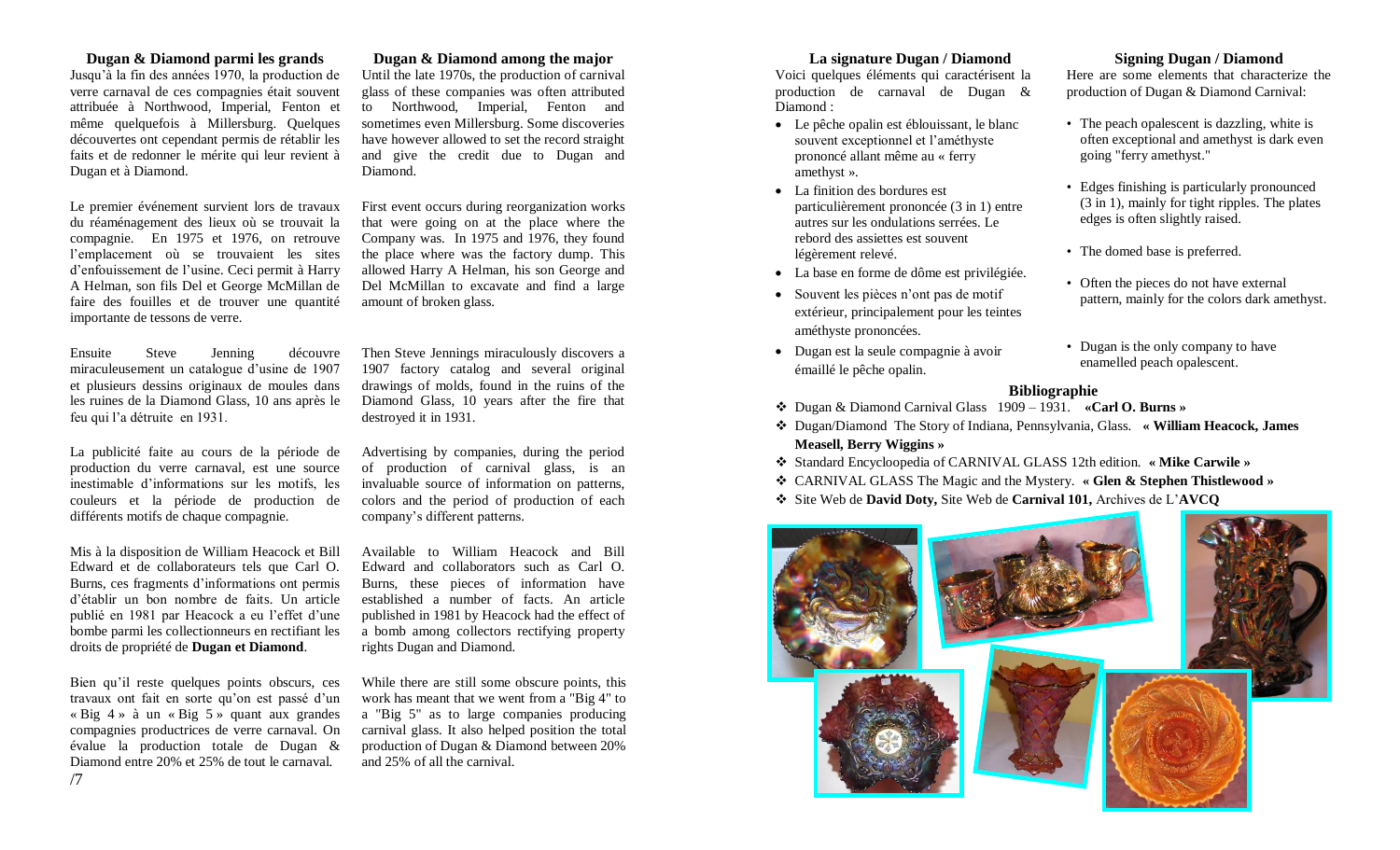## Dugan & Diamond parmi les grands

Jusqu'à la fin des années 1970, la production de verre carnaval de ces compagnies était souvent attribuée à Northwood, Imperial, Fenton et même quelquefois à Millersburg. Quelques découvertes ont cependant permis de rétablir les faits et de redonner le mérite qui leur revient à Dugan et à Diamond.

Le premier événement survient lors de travaux du réaménagement des lieux où se trouvait la compagnie. En 1975 et 1976, on retrouve l'emplacement où se trouvaient les sites d'enfouissement de l'usine. Ceci permit à Harry A Helman, son fils Del et George McMillan de faire des fouilles et de trouver une quantité importante de tessons de verre.

Ensuite Steve Jenning découvre miraculeusement un catalogue d'usine de 1907 et plusieurs dessins originaux de moules dans les ruines de la Diamond Glass, 10 ans après le feu qui l'a détruite en 1931.

La publicité faite au cours de la période de production du verre carnaval, est une source inestimable d'informations sur les motifs, les couleurs et la période de production de différents motifs de chaque compagnie.

Mis à la disposition de William Heacock et Bill Edward et de collaborateurs tels que Carl O. Burns, ces fragments d'informations ont permis d'établir un bon nombre de faits. Un article publié en 1981 par Heacock a eu l'effet d'une bombe parmi les collectionneurs en rectifiant les droits de propriété de **Dugan et Diamond**.

Bien qu'il reste quelques points obscurs, ces travaux ont fait en sorte qu'on est passé d'un « Big 4 » à un « Big 5 » quant aux grandes compagnies productrices de verre carnaval. On évalue la production totale de Dugan & Diamond entre 20% et 25% de tout le carnaval.

## Dugan & Diamond among the major

Until the late 1970s, the production of carnival glass of these companies was often attributed to Northwood, Imperial, Fenton and sometimes even Millersburg. Some discoveries have however allowed to set the record straight and give the credit due to Dugan and Diamond.

First event occurs during reorganization works that were going on at the place where the Company was. In 1975 and 1976, they found the place where was the factory dump. This allowed Harry A Helman, his son George and Del McMillan to excavate and find a large amount of broken glass.

Then Steve Jennings miraculously discovers a 1907 factory catalog and several original drawings of molds, found in the ruins of the Diamond Glass, 10 years after the fire that destroyed it in 1931.

Advertising by companies, during the period of production of carnival glass, is an invaluable source of information on patterns, colors and the period of production of each company's different patterns.

Available to William Heacock and Bill Edward and collaborators such as Carl O. Burns, these pieces of information have established a number of facts. An article published in 1981 by Heacock had the effect of a bomb among collectors rectifying property rights Dugan and Diamond.

While there are still some obscure points, this work has meant that we went from a "Big 4" to a "Big 5" as to large companies producing carnival glass. It also helped position the total production of Dugan & Diamond between 20% and 25% of all the carnival.

## La signature Dugan / Diamond

Voici quelques éléments qui caractérisent la production de carnaval de Dugan & Diamond :

- Le pêche opalin est éblouissant, le blanc souvent exceptionnel et l'améthyste prononcé allant même au « ferry amethyst ».
- La finition des bordures est particulièrement prononcée (3 in 1) entre autres sur les ondulations serrées. Le rebord des assiettes est souvent légèrement relevé.
- La base en forme de dôme est privilégiée.
- Souvent les pièces n'ont pas de motif extérieur, principalement pour les teintes améthyste prononcées.
- Dugan est la seule compagnie à avoir émaillé le pêche opalin.

## Signing Dugan / Diamond

Here are some elements that characterize the production of Dugan & Diamond Carnival:

- The peach opalescent is dazzling, white is often exceptional and amethyst is dark even going "ferry amethyst."
- Edges finishing is particularly pronounced (3 in 1), mainly for tight ripples. The plates edges is often slightly raised.
- The domed base is preferred.
- Often the pieces do not have external pattern, mainly for the colors dark amethyst.
- Dugan is the only company to have enamelled peach opalescent.

## Bibliographie

- Dugan & Diamond Carnival Glass 1909 – 1931. **«Carl O. Burns »**
- Dugan/Diamond The Story of Indiana, Pennsylvania, Glass. **« William Heacock, James Measell, Berry Wiggins »**
- Standard Encycloopedia of CARNIVAL GLASS 12th edition. **« Mike Carwile »**
- CARNIVAL GLASS The Magic and the Mystery. **« Glen & Stephen Thistlewood »**
- Site Web de **David Doty,** Site Web de **Carnival 101,** Archives de L'**AVCQ**